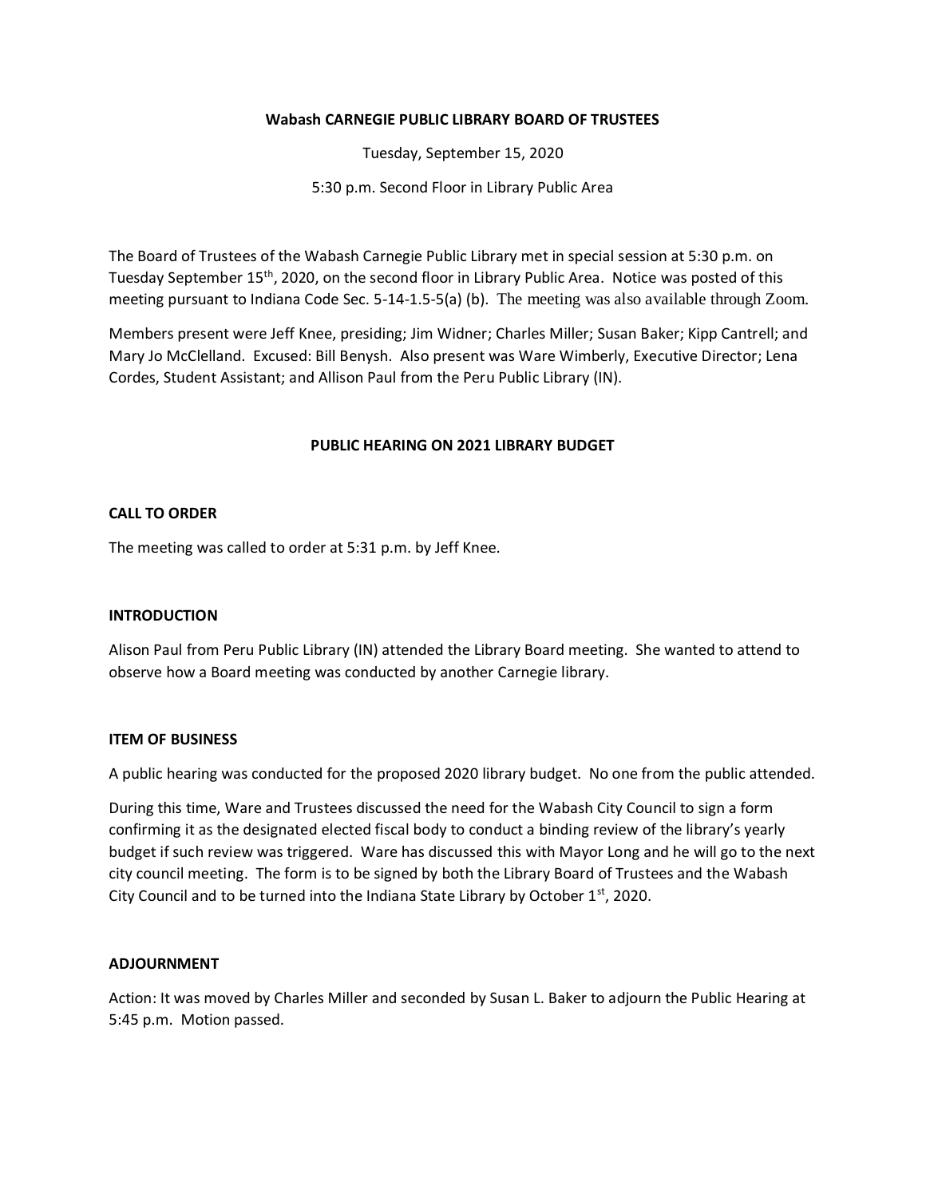**Wabash CARNEGIE PUBLIC LIBRARY BOARD OF TRUSTEES**

Tuesday, September 15, 2020

5:30 p.m. Second Floor in Library Public Area

The Board of Trustees of the Wabash Carnegie Public Library met in special session at 5:30 p.m. on Tuesday September 15th, 2020, on the second floor in Library Public Area. Notice was posted of this meeting pursuant to Indiana Code Sec. 5-14-1.5-5(a) (b). The meeting was also available through Zoom.

Members present were Jeff Knee, presiding; Jim Widner; Charles Miller; Susan Baker; Kipp Cantrell; and Mary Jo McClelland. Excused: Bill Benysh. Also present was Ware Wimberly, Executive Director; Lena Cordes, Student Assistant; and Allison Paul from the Peru Public Library (IN).

## PUBLIC HEARING ON 2021 LIBRARY BUDGET

### CALL TO ORDER

The meeting was called to order at 5:31 p.m. by Jeff Knee.

### INTRODUCTION

Alison Paul from Peru Public Library (IN) attended the Library Board meeting. She wanted to attend to observe how a Board meeting was conducted by another Carnegie library.

### ITEM OF BUSINESS

A public hearing was conducted for the proposed 2020 library budget. No one from the public attended.

During this time, Ware and Trustees discussed the need for the Wabash City Council to sign a form confirming it as the designated elected fiscal body to conduct a binding review of the library's yearly budget if such review was triggered. Ware has discussed this with Mayor Long and he will go to the next city council meeting. The form is to be signed by both the Library Board of Trustees and the Wabash City Council and to be turned into the Indiana State Library by October 1st, 2020.

### ADJOURNMENT

Action: It was moved by Charles Miller and seconded by Susan L. Baker to adjourn the Public Hearing at 5:45 p.m. Motion passed.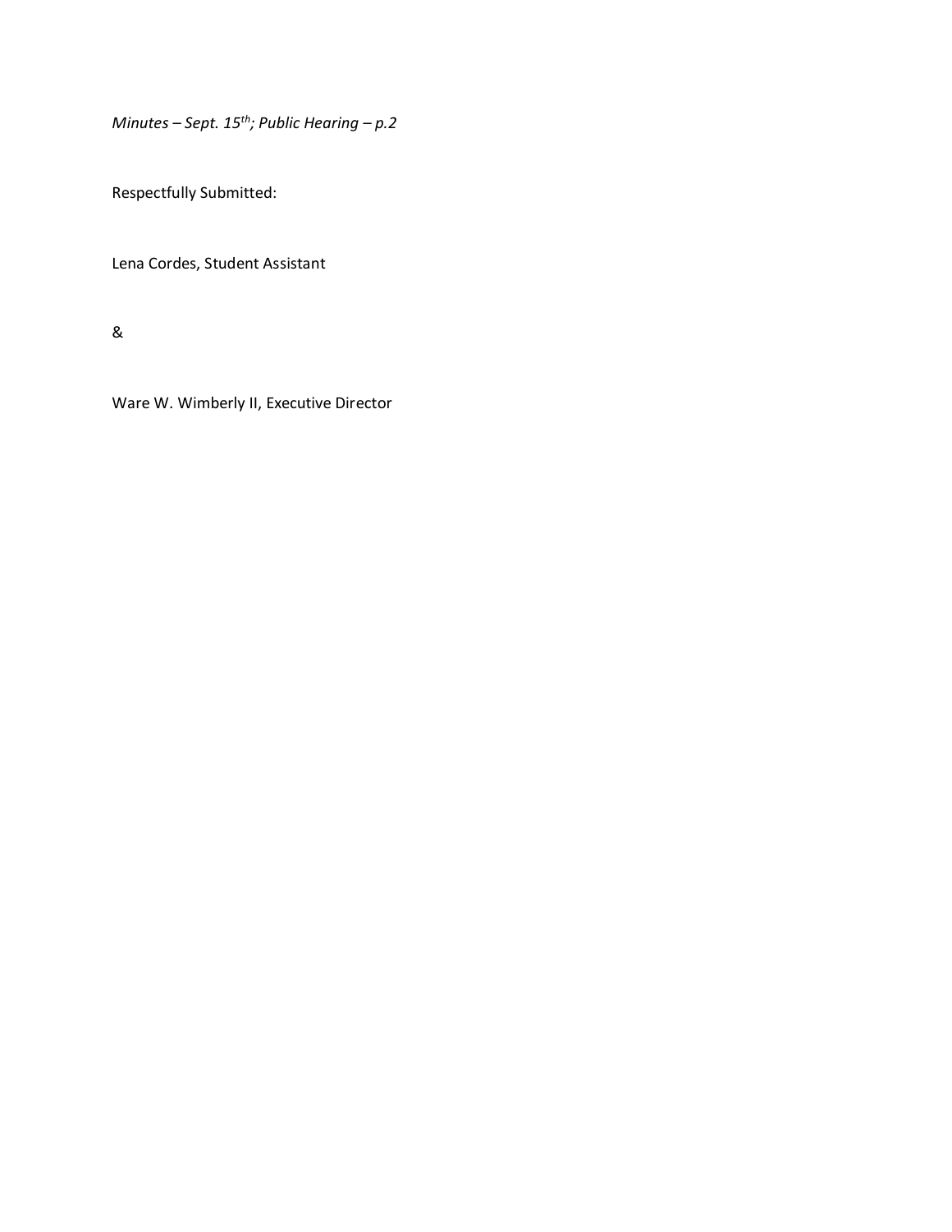Respectfully Submitted:

Lena Cordes, Student Assistant

&

Ware W. Wimberly II, Executive Director